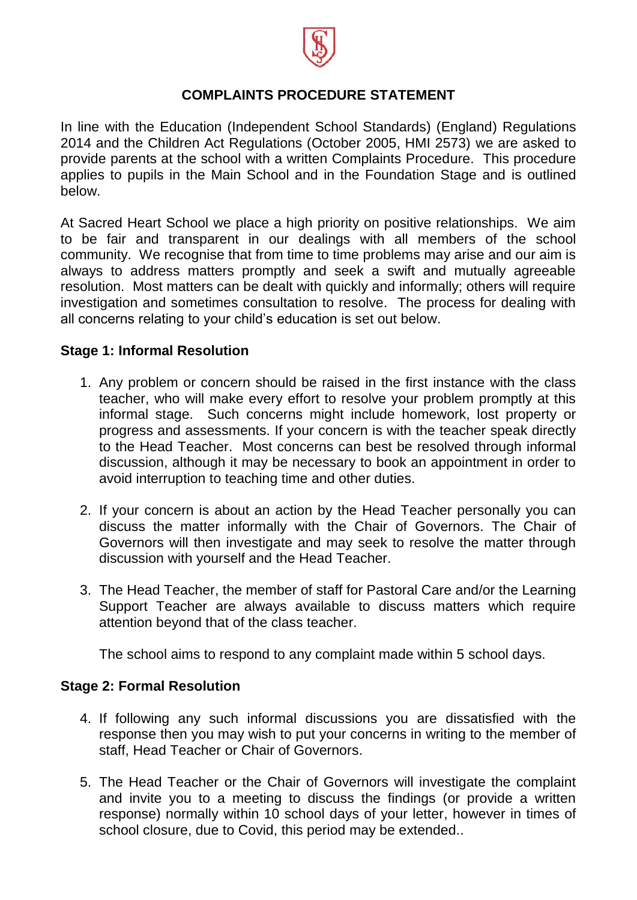# COMPLAINTS PROCEDURE STATEMENT

In line with the Education (Independent School Standards) (England) Regulations 2014 and the Children Act Regulations (October 2005, HMI 2573) we are asked to provide parents at the school with a written Complaints Procedure. This procedure applies to pupils in the Main School and in the Foundation Stage and is outlined below.

At Sacred Heart School we place a high priority on positive relationships. We aim to be fair and transparent in our dealings with all members of the school community. We recognise that from time to time problems may arise and our aim is always to address matters promptly and seek a swift and mutually agreeable resolution. Most matters can be dealt with quickly and informally; others will require investigation and sometimes consultation to resolve. The process for dealing with all concerns relating to your child's education is set out below.

## Stage 1: Informal Resolution

1. Any problem or concern should be raised in the first instance with the class teacher, who will make every effort to resolve your problem promptly at this informal stage. Such concerns might include homework, lost property or progress and assessments. If your concern is with the teacher speak directly to the Head Teacher. Most concerns can best be resolved through informal discussion, although it may be necessary to book an appointment in order to avoid interruption to teaching time and other duties.

2. If your concern is about an action by the Head Teacher personally you can discuss the matter informally with the Chair of Governors. The Chair of Governors will then investigate and may seek to resolve the matter through discussion with yourself and the Head Teacher.

3. The Head Teacher, the member of staff for Pastoral Care and/or the Learning Support Teacher are always available to discuss matters which require attention beyond that of the class teacher.

   The school aims to respond to any complaint made within 5 school days.

## Stage 2: Formal Resolution

4. If following any such informal discussions you are dissatisfied with the response then you may wish to put your concerns in writing to the member of staff, Head Teacher or Chair of Governors.

5. The Head Teacher or the Chair of Governors will investigate the complaint and invite you to a meeting to discuss the findings (or provide a written response) normally within 10 school days of your letter, however in times of school closure, due to Covid, this period may be extended..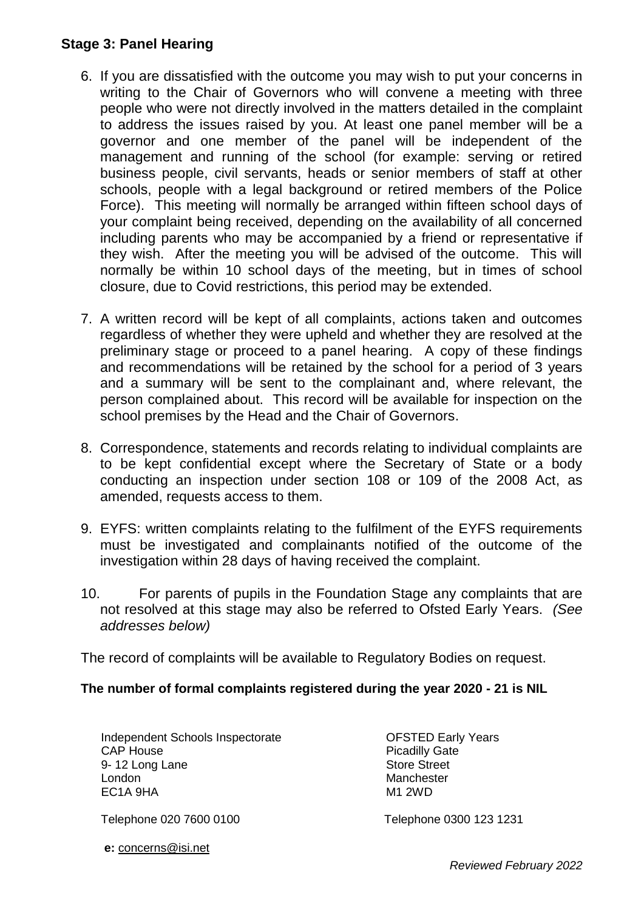### Stage 3: Panel Hearing

6. If you are dissatisfied with the outcome you may wish to put your concerns in writing to the Chair of Governors who will convene a meeting with three people who were not directly involved in the matters detailed in the complaint to address the issues raised by you. At least one panel member will be a governor and one member of the panel will be independent of the management and running of the school (for example: serving or retired business people, civil servants, heads or senior members of staff at other schools, people with a legal background or retired members of the Police Force). This meeting will normally be arranged within fifteen school days of your complaint being received, depending on the availability of all concerned including parents who may be accompanied by a friend or representative if they wish. After the meeting you will be advised of the outcome. This will normally be within 10 school days of the meeting, but in times of school closure, due to Covid restrictions, this period may be extended.

7. A written record will be kept of all complaints, actions taken and outcomes regardless of whether they were upheld and whether they are resolved at the preliminary stage or proceed to a panel hearing. A copy of these findings and recommendations will be retained by the school for a period of 3 years and a summary will be sent to the complainant and, where relevant, the person complained about. This record will be available for inspection on the school premises by the Head and the Chair of Governors.

8. Correspondence, statements and records relating to individual complaints are to be kept confidential except where the Secretary of State or a body conducting an inspection under section 108 or 109 of the 2008 Act, as amended, requests access to them.

9. EYFS: written complaints relating to the fulfilment of the EYFS requirements must be investigated and complainants notified of the outcome of the investigation within 28 days of having received the complaint.

10. For parents of pupils in the Foundation Stage any complaints that are not resolved at this stage may also be referred to Ofsted Early Years. *(See addresses below)*

The record of complaints will be available to Regulatory Bodies on request.

**The number of formal complaints registered during the year 2020 - 21 is NIL**

Independent Schools Inspectorate
CAP House
9- 12 Long Lane
London
EC1A 9HA

Telephone 020 7600 0100

**e:** concerns@isi.net

OFSTED Early Years
Picadilly Gate
Store Street
Manchester
M1 2WD

Telephone 0300 123 1231

*Reviewed February 2022*